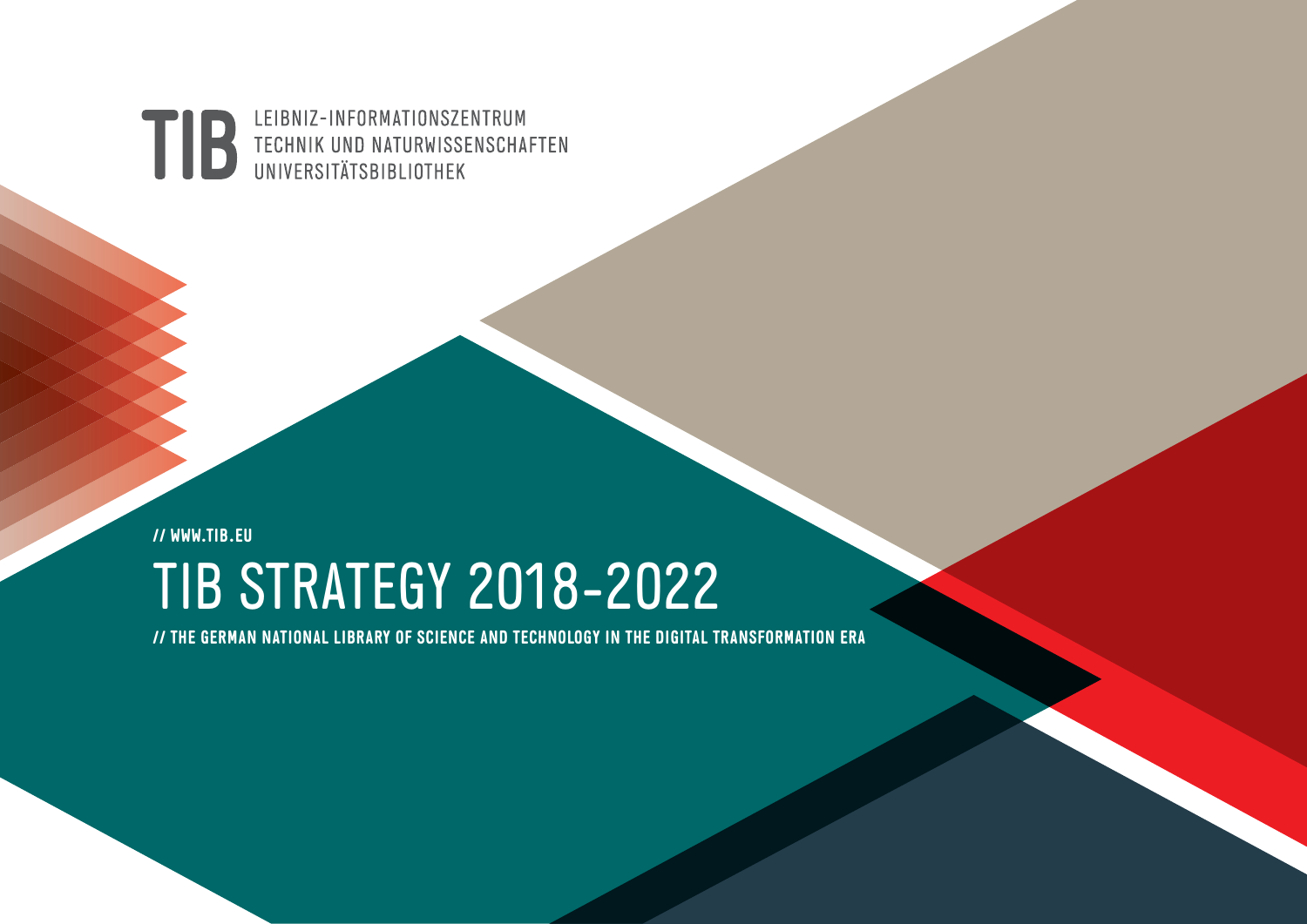TIB LEIBNIZ-INFORMATIONSZENTRUM TECHNIK UND NATURWISSENSCHAFTEN UNIVERSITÄTSBIBLIOTHEK

// WWW.TIB.EU

# TIB STRATEGY 2018-2022

// THE GERMAN NATIONAL LIBRARY OF SCIENCE AND TECHNOLOGY IN THE DIGITAL TRANSFORMATION ERA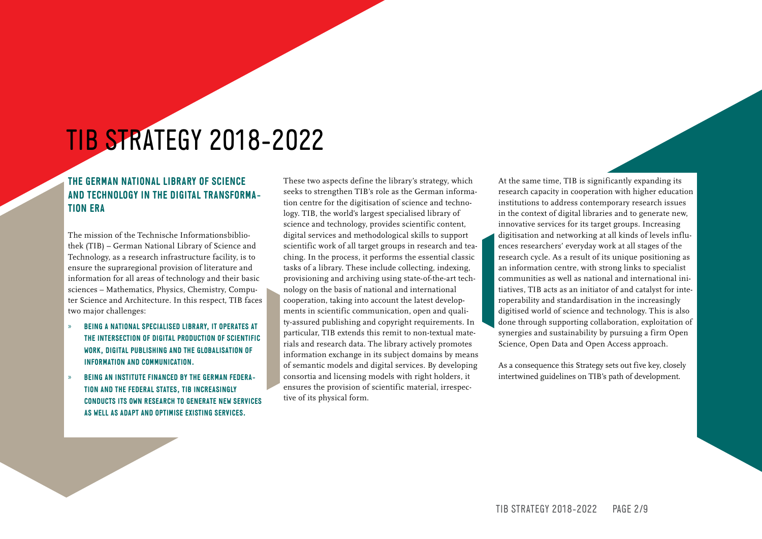# TIB STRATEGY 2018-2022

## THE GERMAN NATIONAL LIBRARY OF SCIENCE AND TECHNOLOGY IN THE DIGITAL TRANSFORMATION ERA

The mission of the Technische Informationsbibliothek (TIB) – German National Library of Science and Technology, as a research infrastructure facility, is to ensure the supraregional provision of literature and information for all areas of technology and their basic sciences – Mathematics, Physics, Chemistry, Computer Science and Architecture. In this respect, TIB faces two major challenges:

- **BEING A NATIONAL SPECIALISED LIBRARY, IT OPERATES AT THE INTERSECTION OF DIGITAL PRODUCTION OF SCIENTIFIC WORK, DIGITAL PUBLISHING AND THE GLOBALISATION OF INFORMATION AND COMMUNICATION.**
- **BEING AN INSTITUTE FINANCED BY THE GERMAN FEDERATION AND THE FEDERAL STATES, TIB INCREASINGLY CONDUCTS ITS OWN RESEARCH TO GENERATE NEW SERVICES AS WELL AS ADAPT AND OPTIMISE EXISTING SERVICES.**

These two aspects define the library's strategy, which seeks to strengthen TIB's role as the German information centre for the digitisation of science and technology. TIB, the world's largest specialised library of science and technology, provides scientific content, digital services and methodological skills to support scientific work of all target groups in research and teaching. In the process, it performs the essential classic tasks of a library. These include collecting, indexing, provisioning and archiving using state-of-the-art technology on the basis of national and international cooperation, taking into account the latest developments in scientific communication, open and quality-assured publishing and copyright requirements. In particular, TIB extends this remit to non-textual materials and research data. The library actively promotes information exchange in its subject domains by means of semantic models and digital services. By developing consortia and licensing models with right holders, it ensures the provision of scientific material, irrespective of its physical form.

At the same time, TIB is significantly expanding its research capacity in cooperation with higher education institutions to address contemporary research issues in the context of digital libraries and to generate new, innovative services for its target groups. Increasing digitisation and networking at all kinds of levels influences researchers' everyday work at all stages of the research cycle. As a result of its unique positioning as an information centre, with strong links to specialist communities as well as national and international initiatives, TIB acts as an initiator of and catalyst for interoperability and standardisation in the increasingly digitised world of science and technology. This is also done through supporting collaboration, exploitation of synergies and sustainability by pursuing a firm Open Science, Open Data and Open Access approach.

As a consequence this Strategy sets out five key, closely intertwined guidelines on TIB's path of development.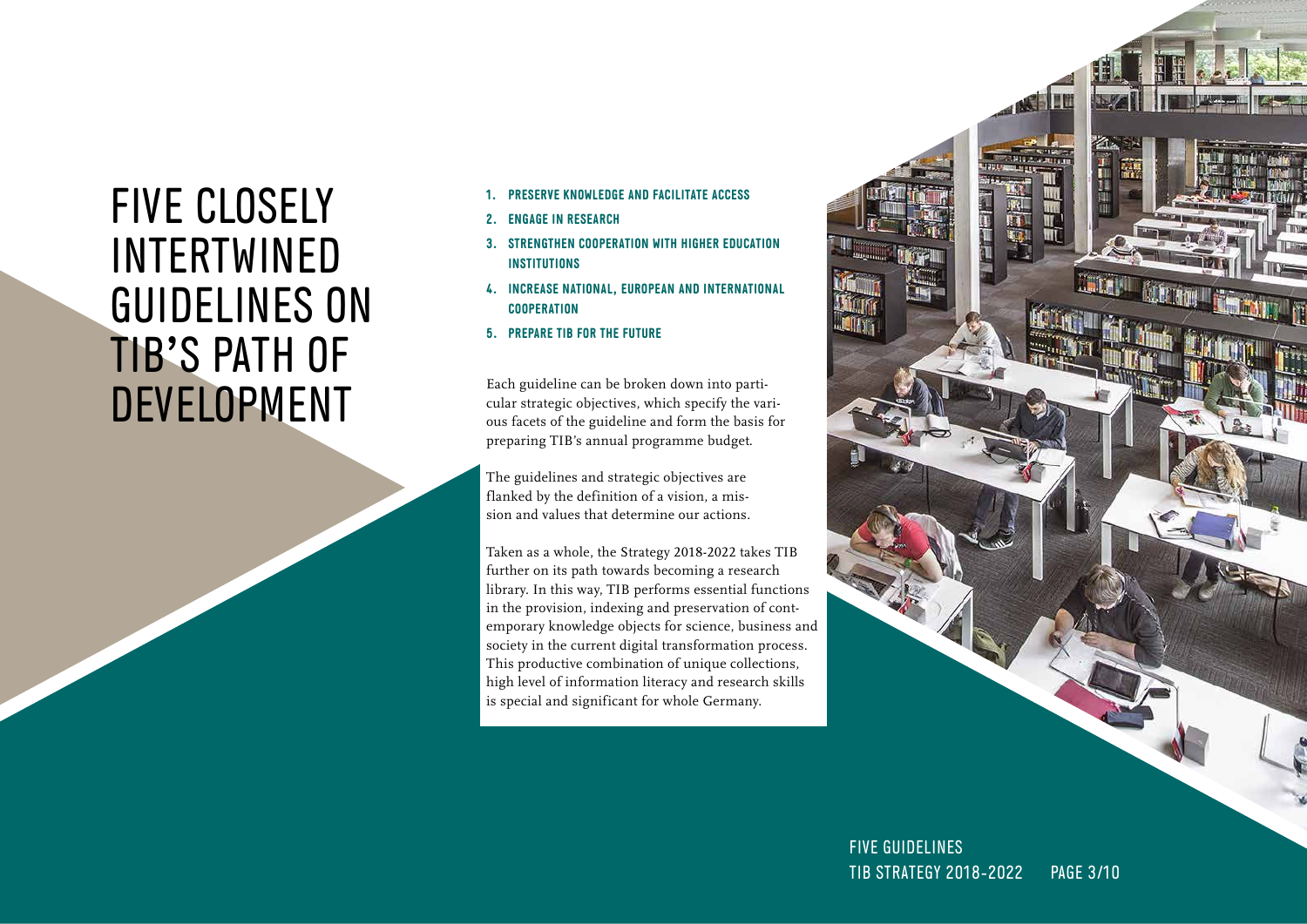# FIVE CLOSELY INTERTWINED GUIDELINES ON TIB'S PATH OF DEVELOPMENT

1. **PRESERVE KNOWLEDGE AND FACILITATE ACCESS**
2. **ENGAGE IN RESEARCH**
3. **STRENGTHEN COOPERATION WITH HIGHER EDUCATION INSTITUTIONS**
4. **INCREASE NATIONAL, EUROPEAN AND INTERNATIONAL COOPERATION**
5. **PREPARE TIB FOR THE FUTURE**

Each guideline can be broken down into particular strategic objectives, which specify the various facets of the guideline and form the basis for preparing TIB's annual programme budget.

The guidelines and strategic objectives are flanked by the definition of a vision, a mission and values that determine our actions.

Taken as a whole, the Strategy 2018-2022 takes TIB further on its path towards becoming a research library. In this way, TIB performs essential functions in the provision, indexing and preservation of contemporary knowledge objects for science, business and society in the current digital transformation process. This productive combination of unique collections, high level of information literacy and research skills is special and significant for whole Germany.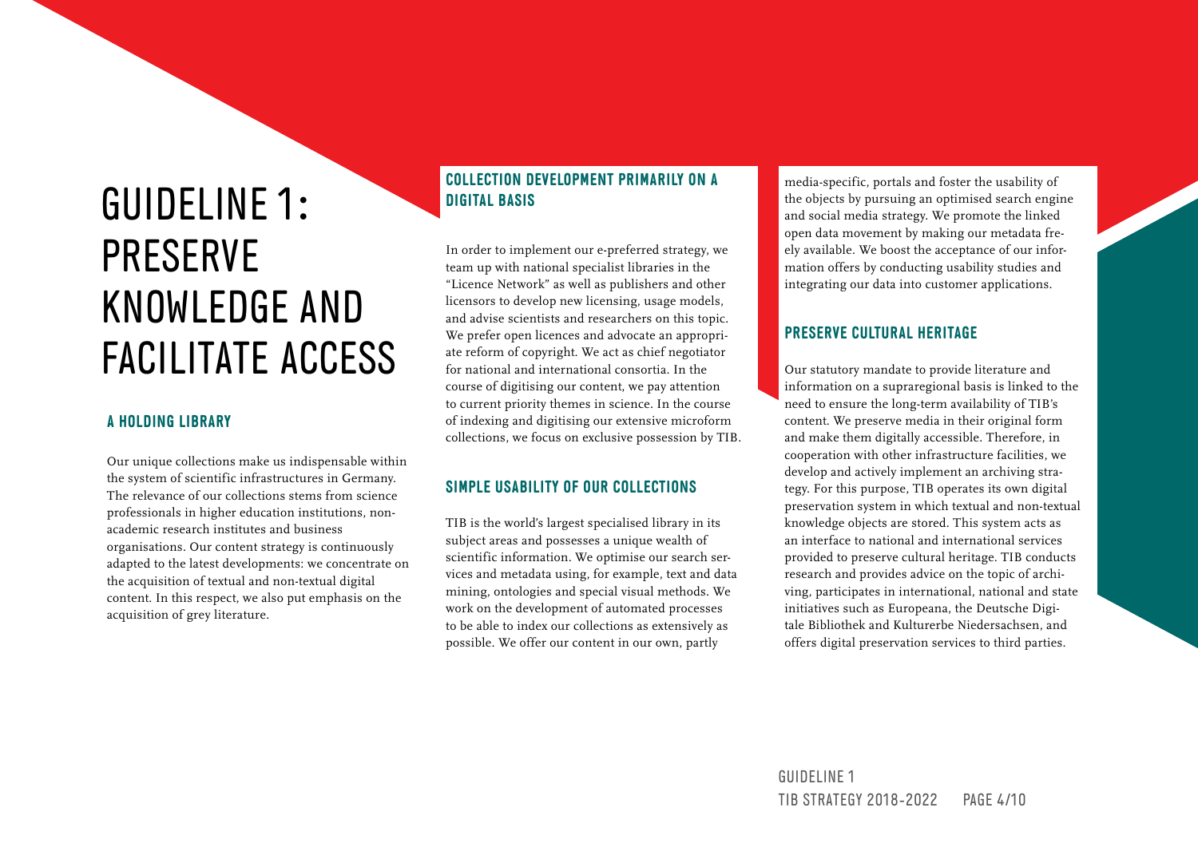# GUIDELINE 1: PRESERVE KNOWLEDGE AND FACILITATE ACCESS

## A HOLDING LIBRARY

Our unique collections make us indispensable within the system of scientific infrastructures in Germany. The relevance of our collections stems from science professionals in higher education institutions, non-academic research institutes and business organisations. Our content strategy is continuously adapted to the latest developments: we concentrate on the acquisition of textual and non-textual digital content. In this respect, we also put emphasis on the acquisition of grey literature.

## COLLECTION DEVELOPMENT PRIMARILY ON A DIGITAL BASIS

In order to implement our e-preferred strategy, we team up with national specialist libraries in the "Licence Network" as well as publishers and other licensors to develop new licensing, usage models, and advise scientists and researchers on this topic. We prefer open licences and advocate an appropriate reform of copyright. We act as chief negotiator for national and international consortia. In the course of digitising our content, we pay attention to current priority themes in science. In the course of indexing and digitising our extensive microform collections, we focus on exclusive possession by TIB.

## SIMPLE USABILITY OF OUR COLLECTIONS

TIB is the world's largest specialised library in its subject areas and possesses a unique wealth of scientific information. We optimise our search services and metadata using, for example, text and data mining, ontologies and special visual methods. We work on the development of automated processes to be able to index our collections as extensively as possible. We offer our content in our own, partly media-specific, portals and foster the usability of the objects by pursuing an optimised search engine and social media strategy. We promote the linked open data movement by making our metadata freely available. We boost the acceptance of our information offers by conducting usability studies and integrating our data into customer applications.

## PRESERVE CULTURAL HERITAGE

Our statutory mandate to provide literature and information on a supraregional basis is linked to the need to ensure the long-term availability of TIB's content. We preserve media in their original form and make them digitally accessible. Therefore, in cooperation with other infrastructure facilities, we develop and actively implement an archiving strategy. For this purpose, TIB operates its own digital preservation system in which textual and non-textual knowledge objects are stored. This system acts as an interface to national and international services provided to preserve cultural heritage. TIB conducts research and provides advice on the topic of archiving, participates in international, national and state initiatives such as Europeana, the Deutsche Digitale Bibliothek and Kulturerbe Niedersachsen, and offers digital preservation services to third parties.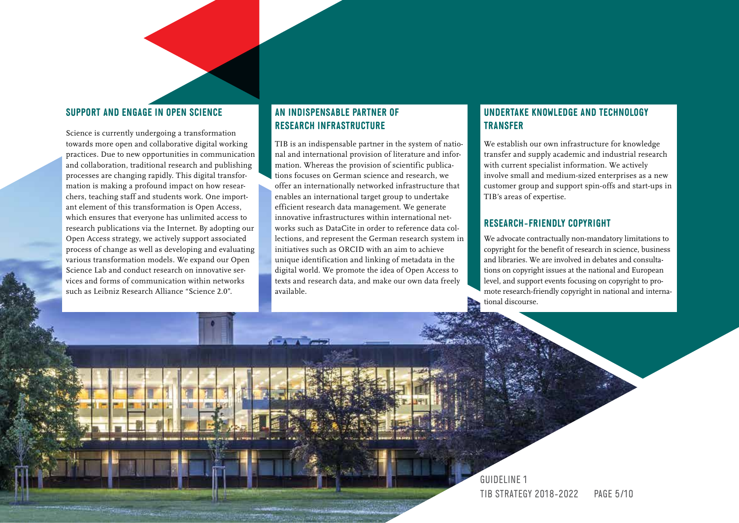## SUPPORT AND ENGAGE IN OPEN SCIENCE

Science is currently undergoing a transformation towards more open and collaborative digital working practices. Due to new opportunities in communication and collaboration, traditional research and publishing processes are changing rapidly. This digital transformation is making a profound impact on how researchers, teaching staff and students work. One important element of this transformation is Open Access, which ensures that everyone has unlimited access to research publications via the Internet. By adopting our Open Access strategy, we actively support associated process of change as well as developing and evaluating various transformation models. We expand our Open Science Lab and conduct research on innovative services and forms of communication within networks such as Leibniz Research Alliance "Science 2.0".

## AN INDISPENSABLE PARTNER OF RESEARCH INFRASTRUCTURE

TIB is an indispensable partner in the system of national and international provision of literature and information. Whereas the provision of scientific publications focuses on German science and research, we offer an internationally networked infrastructure that enables an international target group to undertake efficient research data management. We generate innovative infrastructures within international networks such as DataCite in order to reference data collections, and represent the German research system in initiatives such as ORCID with an aim to achieve unique identification and linking of metadata in the digital world. We promote the idea of Open Access to texts and research data, and make our own data freely available.

## UNDERTAKE KNOWLEDGE AND TECHNOLOGY TRANSFER

We establish our own infrastructure for knowledge transfer and supply academic and industrial research with current specialist information. We actively involve small and medium-sized enterprises as a new customer group and support spin-offs and start-ups in TIB's areas of expertise.

## RESEARCH-FRIENDLY COPYRIGHT

We advocate contractually non-mandatory limitations to copyright for the benefit of research in science, business and libraries. We are involved in debates and consultations on copyright issues at the national and European level, and support events focusing on copyright to promote research-friendly copyright in national and international discourse.

GUIDELINE 1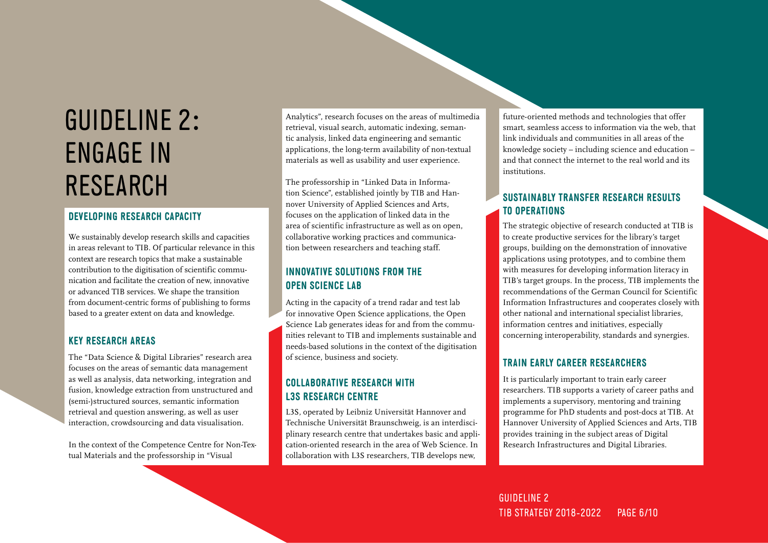# GUIDELINE 2: ENGAGE IN RESEARCH

## DEVELOPING RESEARCH CAPACITY

We sustainably develop research skills and capacities in areas relevant to TIB. Of particular relevance in this context are research topics that make a sustainable contribution to the digitisation of scientific communication and facilitate the creation of new, innovative or advanced TIB services. We shape the transition from document-centric forms of publishing to forms based to a greater extent on data and knowledge.

## KEY RESEARCH AREAS

The "Data Science & Digital Libraries" research area focuses on the areas of semantic data management as well as analysis, data networking, integration and fusion, knowledge extraction from unstructured and (semi-)structured sources, semantic information retrieval and question answering, as well as user interaction, crowdsourcing and data visualisation.

In the context of the Competence Centre for Non-Textual Materials and the professorship in "Visual Analytics", research focuses on the areas of multimedia retrieval, visual search, automatic indexing, semantic analysis, linked data engineering and semantic applications, the long-term availability of non-textual materials as well as usability and user experience.

The professorship in "Linked Data in Information Science", established jointly by TIB and Hannover University of Applied Sciences and Arts, focuses on the application of linked data in the area of scientific infrastructure as well as on open, collaborative working practices and communication between researchers and teaching staff.

## INNOVATIVE SOLUTIONS FROM THE OPEN SCIENCE LAB

Acting in the capacity of a trend radar and test lab for innovative Open Science applications, the Open Science Lab generates ideas for and from the communities relevant to TIB and implements sustainable and needs-based solutions in the context of the digitisation of science, business and society.

## COLLABORATIVE RESEARCH WITH L3S RESEARCH CENTRE

L3S, operated by Leibniz Universität Hannover and Technische Universität Braunschweig, is an interdisciplinary research centre that undertakes basic and application-oriented research in the area of Web Science. In collaboration with L3S researchers, TIB develops new, future-oriented methods and technologies that offer smart, seamless access to information via the web, that link individuals and communities in all areas of the knowledge society – including science and education – and that connect the internet to the real world and its institutions.

## SUSTAINABLY TRANSFER RESEARCH RESULTS TO OPERATIONS

The strategic objective of research conducted at TIB is to create productive services for the library's target groups, building on the demonstration of innovative applications using prototypes, and to combine them with measures for developing information literacy in TIB's target groups. In the process, TIB implements the recommendations of the German Council for Scientific Information Infrastructures and cooperates closely with other national and international specialist libraries, information centres and initiatives, especially concerning interoperability, standards and synergies.

## TRAIN EARLY CAREER RESEARCHERS

It is particularly important to train early career researchers. TIB supports a variety of career paths and implements a supervisory, mentoring and training programme for PhD students and post-docs at TIB. At Hannover University of Applied Sciences and Arts, TIB provides training in the subject areas of Digital Research Infrastructures and Digital Libraries.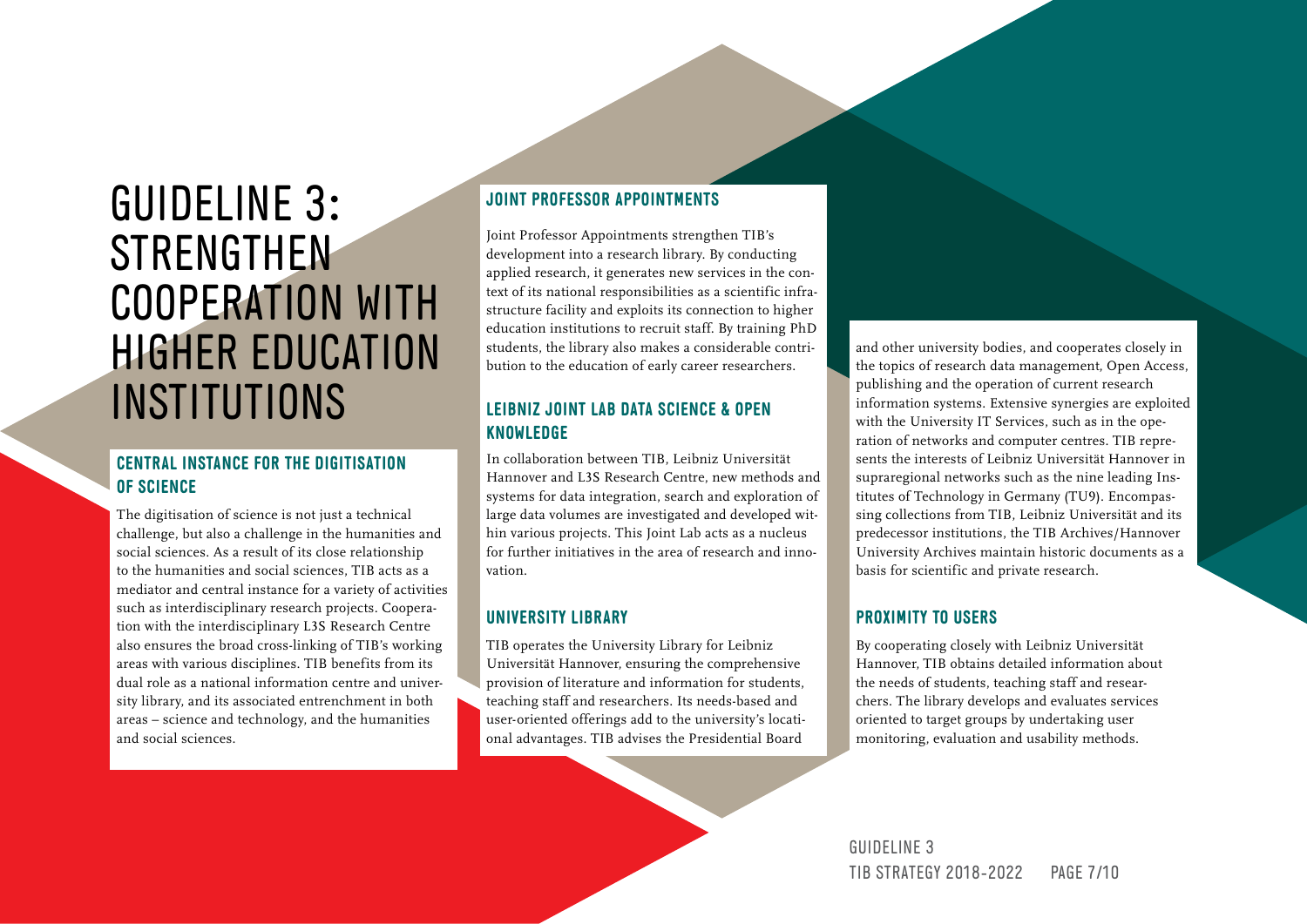# GUIDELINE 3: STRENGTHEN COOPERATION WITH HIGHER EDUCATION INSTITUTIONS

## CENTRAL INSTANCE FOR THE DIGITISATION OF SCIENCE

The digitisation of science is not just a technical challenge, but also a challenge in the humanities and social sciences. As a result of its close relationship to the humanities and social sciences, TIB acts as a mediator and central instance for a variety of activities such as interdisciplinary research projects. Cooperation with the interdisciplinary L3S Research Centre also ensures the broad cross-linking of TIB's working areas with various disciplines. TIB benefits from its dual role as a national information centre and university library, and its associated entrenchment in both areas – science and technology, and the humanities and social sciences.

## JOINT PROFESSOR APPOINTMENTS

Joint Professor Appointments strengthen TIB's development into a research library. By conducting applied research, it generates new services in the context of its national responsibilities as a scientific infrastructure facility and exploits its connection to higher education institutions to recruit staff. By training PhD students, the library also makes a considerable contribution to the education of early career researchers.

## LEIBNIZ JOINT LAB DATA SCIENCE & OPEN KNOWLEDGE

In collaboration between TIB, Leibniz Universität Hannover and L3S Research Centre, new methods and systems for data integration, search and exploration of large data volumes are investigated and developed within various projects. This Joint Lab acts as a nucleus for further initiatives in the area of research and innovation.

## UNIVERSITY LIBRARY

TIB operates the University Library for Leibniz Universität Hannover, ensuring the comprehensive provision of literature and information for students, teaching staff and researchers. Its needs-based and user-oriented offerings add to the university's locational advantages. TIB advises the Presidential Board and other university bodies, and cooperates closely in the topics of research data management, Open Access, publishing and the operation of current research information systems. Extensive synergies are exploited with the University IT Services, such as in the operation of networks and computer centres. TIB represents the interests of Leibniz Universität Hannover in supraregional networks such as the nine leading Institutes of Technology in Germany (TU9). Encompassing collections from TIB, Leibniz Universität and its predecessor institutions, the TIB Archives/Hannover University Archives maintain historic documents as a basis for scientific and private research.

## PROXIMITY TO USERS

By cooperating closely with Leibniz Universität Hannover, TIB obtains detailed information about the needs of students, teaching staff and researchers. The library develops and evaluates services oriented to target groups by undertaking user monitoring, evaluation and usability methods.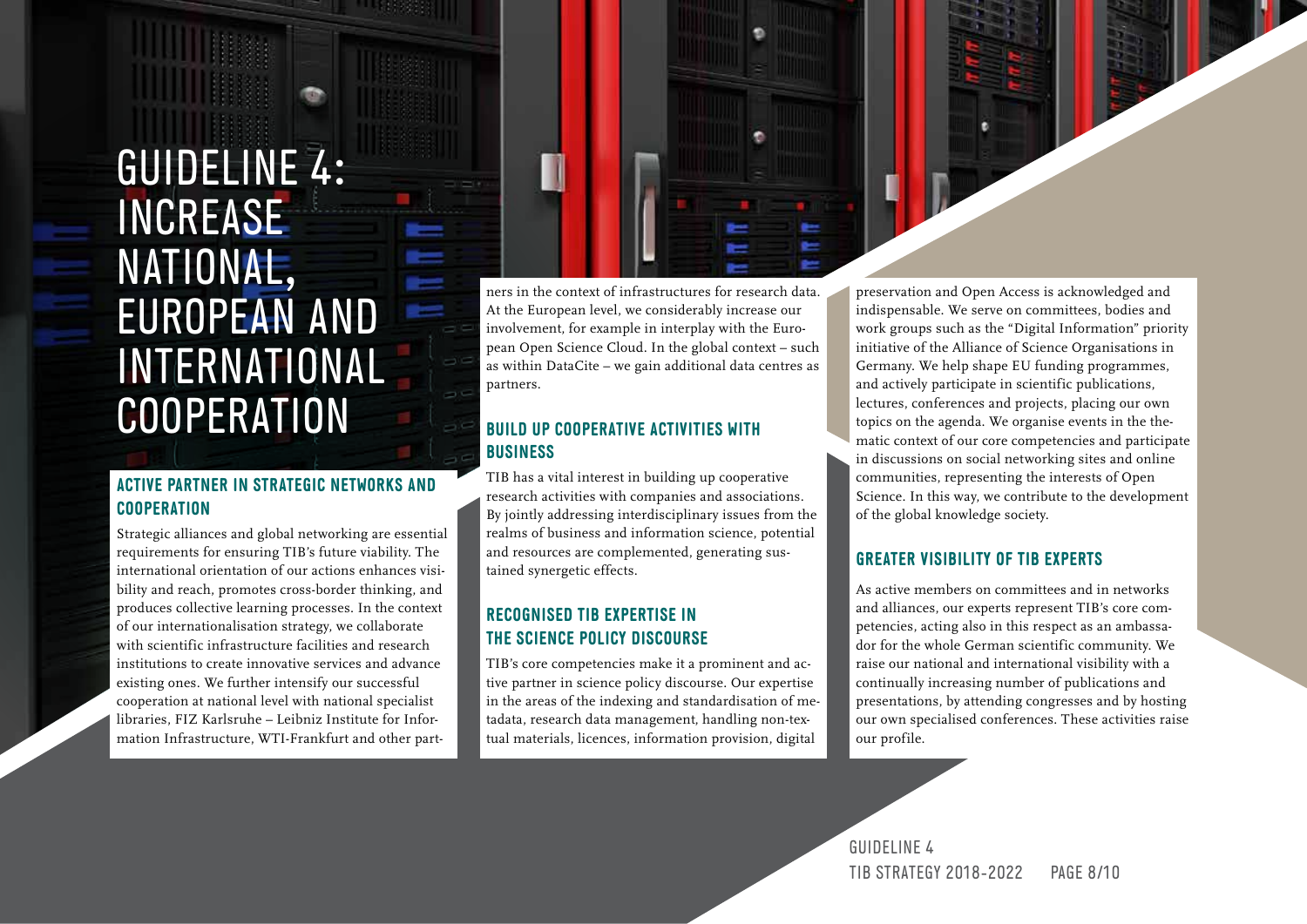# GUIDELINE 4: INCREASE NATIONAL, EUROPEAN AND INTERNATIONAL COOPERATION

## ACTIVE PARTNER IN STRATEGIC NETWORKS AND COOPERATION

Strategic alliances and global networking are essential requirements for ensuring TIB's future viability. The international orientation of our actions enhances visibility and reach, promotes cross-border thinking, and produces collective learning processes. In the context of our internationalisation strategy, we collaborate with scientific infrastructure facilities and research institutions to create innovative services and advance existing ones. We further intensify our successful cooperation at national level with national specialist libraries, FIZ Karlsruhe – Leibniz Institute for Information Infrastructure, WTI-Frankfurt and other partners in the context of infrastructures for research data. At the European level, we considerably increase our involvement, for example in interplay with the European Open Science Cloud. In the global context – such as within DataCite – we gain additional data centres as partners.

## BUILD UP COOPERATIVE ACTIVITIES WITH BUSINESS

TIB has a vital interest in building up cooperative research activities with companies and associations. By jointly addressing interdisciplinary issues from the realms of business and information science, potential and resources are complemented, generating sustained synergetic effects.

## RECOGNISED TIB EXPERTISE IN THE SCIENCE POLICY DISCOURSE

TIB's core competencies make it a prominent and active partner in science policy discourse. Our expertise in the areas of the indexing and standardisation of metadata, research data management, handling non-textual materials, licences, information provision, digital preservation and Open Access is acknowledged and indispensable. We serve on committees, bodies and work groups such as the "Digital Information" priority initiative of the Alliance of Science Organisations in Germany. We help shape EU funding programmes, and actively participate in scientific publications, lectures, conferences and projects, placing our own topics on the agenda. We organise events in the thematic context of our core competencies and participate in discussions on social networking sites and online communities, representing the interests of Open Science. In this way, we contribute to the development of the global knowledge society.

## GREATER VISIBILITY OF TIB EXPERTS

As active members on committees and in networks and alliances, our experts represent TIB's core competencies, acting also in this respect as an ambassador for the whole German scientific community. We raise our national and international visibility with a continually increasing number of publications and presentations, by attending congresses and by hosting our own specialised conferences. These activities raise our profile.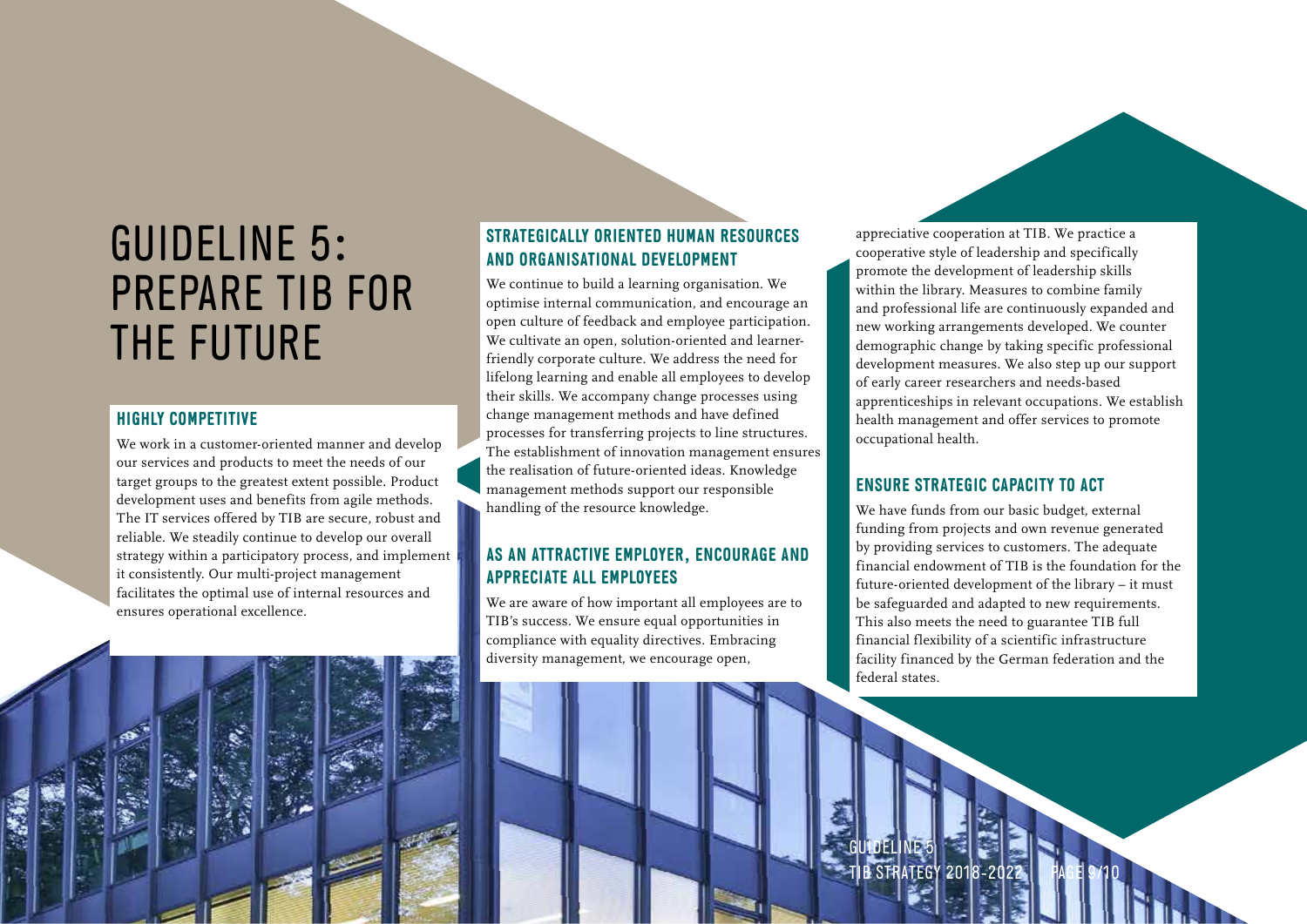# GUIDELINE 5: PREPARE TIB FOR THE FUTURE

## HIGHLY COMPETITIVE

We work in a customer-oriented manner and develop our services and products to meet the needs of our target groups to the greatest extent possible. Product development uses and benefits from agile methods. The IT services offered by TIB are secure, robust and reliable. We steadily continue to develop our overall strategy within a participatory process, and implement it consistently. Our multi-project management facilitates the optimal use of internal resources and ensures operational excellence.

## STRATEGICALLY ORIENTED HUMAN RESOURCES AND ORGANISATIONAL DEVELOPMENT

We continue to build a learning organisation. We optimise internal communication, and encourage an open culture of feedback and employee participation. We cultivate an open, solution-oriented and learner-friendly corporate culture. We address the need for lifelong learning and enable all employees to develop their skills. We accompany change processes using change management methods and have defined processes for transferring projects to line structures. The establishment of innovation management ensures the realisation of future-oriented ideas. Knowledge management methods support our responsible handling of the resource knowledge.

## AS AN ATTRACTIVE EMPLOYER, ENCOURAGE AND APPRECIATE ALL EMPLOYEES

We are aware of how important all employees are to TIB's success. We ensure equal opportunities in compliance with equality directives. Embracing diversity management, we encourage open, appreciative cooperation at TIB. We practice a cooperative style of leadership and specifically promote the development of leadership skills within the library. Measures to combine family and professional life are continuously expanded and new working arrangements developed. We counter demographic change by taking specific professional development measures. We also step up our support of early career researchers and needs-based apprenticeships in relevant occupations. We establish health management and offer services to promote occupational health.

## ENSURE STRATEGIC CAPACITY TO ACT

We have funds from our basic budget, external funding from projects and own revenue generated by providing services to customers. The adequate financial endowment of TIB is the foundation for the future-oriented development of the library – it must be safeguarded and adapted to new requirements. This also meets the need to guarantee TIB full financial flexibility of a scientific infrastructure facility financed by the German federation and the federal states.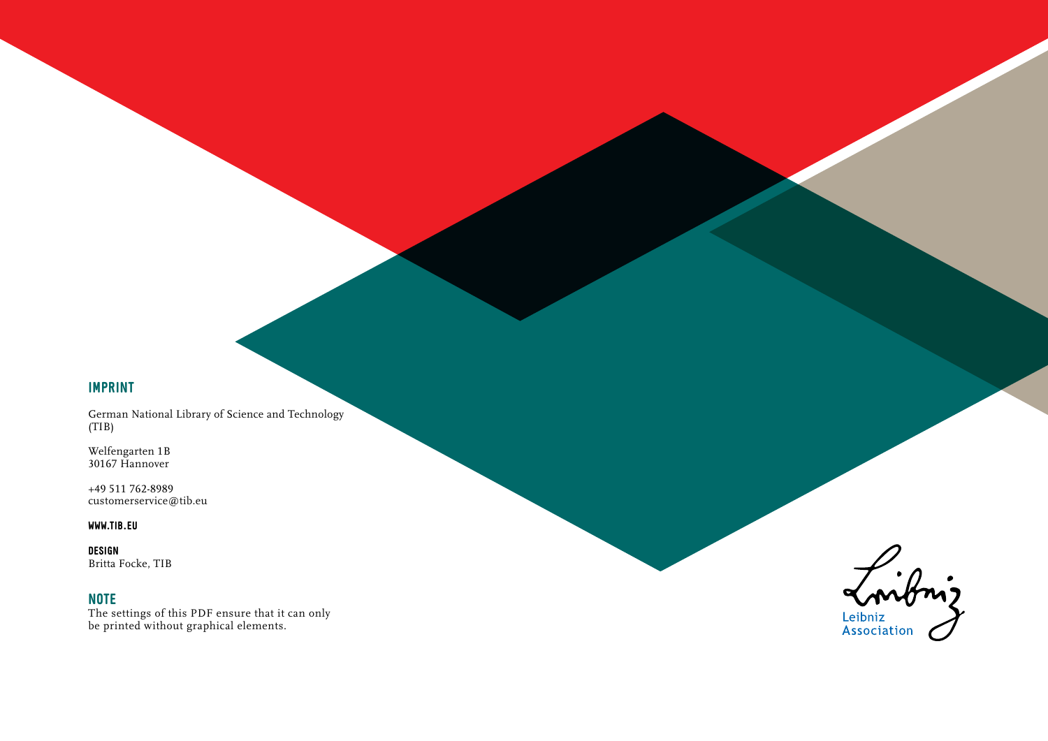## IMPRINT

German National Library of Science and Technology (TIB)

Welfengarten 1B
30167 Hannover

+49 511 762-8989
customerservice@tib.eu

**WWW.TIB.EU**

**DESIGN**
Britta Focke, TIB

## NOTE

The settings of this PDF ensure that it can only be printed without graphical elements.

Leibniz
Association